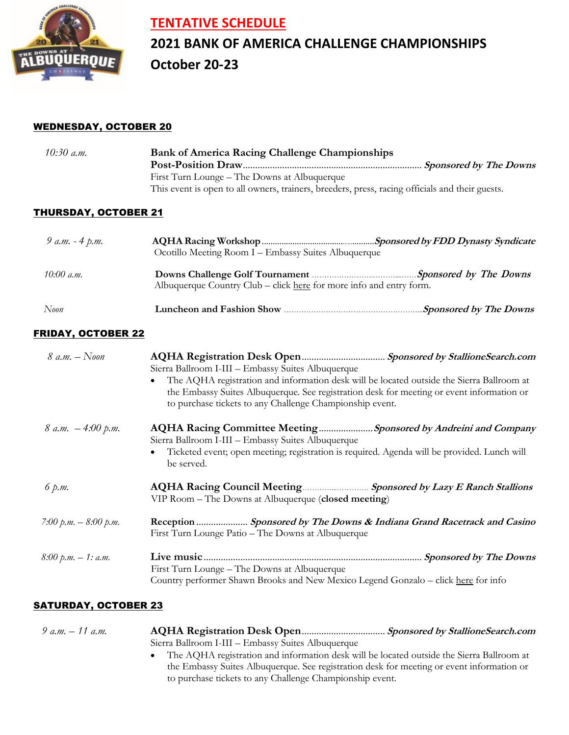# TENTATIVE SCHEDULE

# 2021 BANK OF AMERICA CHALLENGE CHAMPIONSHIPS

# October 20-23

## WEDNESDAY, OCTOBER 20

*10:30 a.m.* — **Bank of America Racing Challenge Championships Post-Position Draw**........................................................................ ***Sponsored by The Downs***
First Turn Lounge – The Downs at Albuquerque
This event is open to all owners, trainers, breeders, press, racing officials and their guests.

## THURSDAY, OCTOBER 21

*9 a.m. - 4 p.m.* — **AQHA Racing Workshop**................................................... ***Sponsored by FDD Dynasty Syndicate***
Ocotillo Meeting Room I – Embassy Suites Albuquerque

*10:00 a.m.* — **Downs Challenge Golf Tournament**........................................ ***Sponsored by The Downs***
Albuquerque Country Club – click here for more info and entry form.

*Noon* — **Luncheon and Fashion Show**........................................................ ***Sponsored by The Downs***

## FRIDAY, OCTOBER 22

*8 a.m. – Noon* — **AQHA Registration Desk Open**.................................. ***Sponsored by StallioneSearch.com***
Sierra Ballroom I-III – Embassy Suites Albuquerque

- The AQHA registration and information desk will be located outside the Sierra Ballroom at the Embassy Suites Albuquerque. See registration desk for meeting or event information or to purchase tickets to any Challenge Championship event.

*8 a.m. – 4:00 p.m.* — **AQHA Racing Committee Meeting**...................... ***Sponsored by Andreini and Company***
Sierra Ballroom I-III – Embassy Suites Albuquerque

- Ticketed event; open meeting; registration is required. Agenda will be provided. Lunch will be served.

*6 p.m.* — **AQHA Racing Council Meeting**.............................. ***Sponsored by Lazy E Ranch Stallions***
VIP Room – The Downs at Albuquerque (**closed meeting**)

*7:00 p.m. – 8:00 p.m.* — **Reception**..................... ***Sponsored by The Downs & Indiana Grand Racetrack and Casino***
First Turn Lounge Patio – The Downs at Albuquerque

*8:00 p.m. – 1: a.m.* — **Live music**........................................................................................ ***Sponsored by The Downs***
First Turn Lounge – The Downs at Albuquerque
Country performer Shawn Brooks and New Mexico Legend Gonzalo – click here for info

## SATURDAY, OCTOBER 23

*9 a.m. – 11 a.m.* — **AQHA Registration Desk Open**.................................. ***Sponsored by StallioneSearch.com***
Sierra Ballroom I-III – Embassy Suites Albuquerque

- The AQHA registration and information desk will be located outside the Sierra Ballroom at the Embassy Suites Albuquerque. See registration desk for meeting or event information or to purchase tickets to any Challenge Championship event.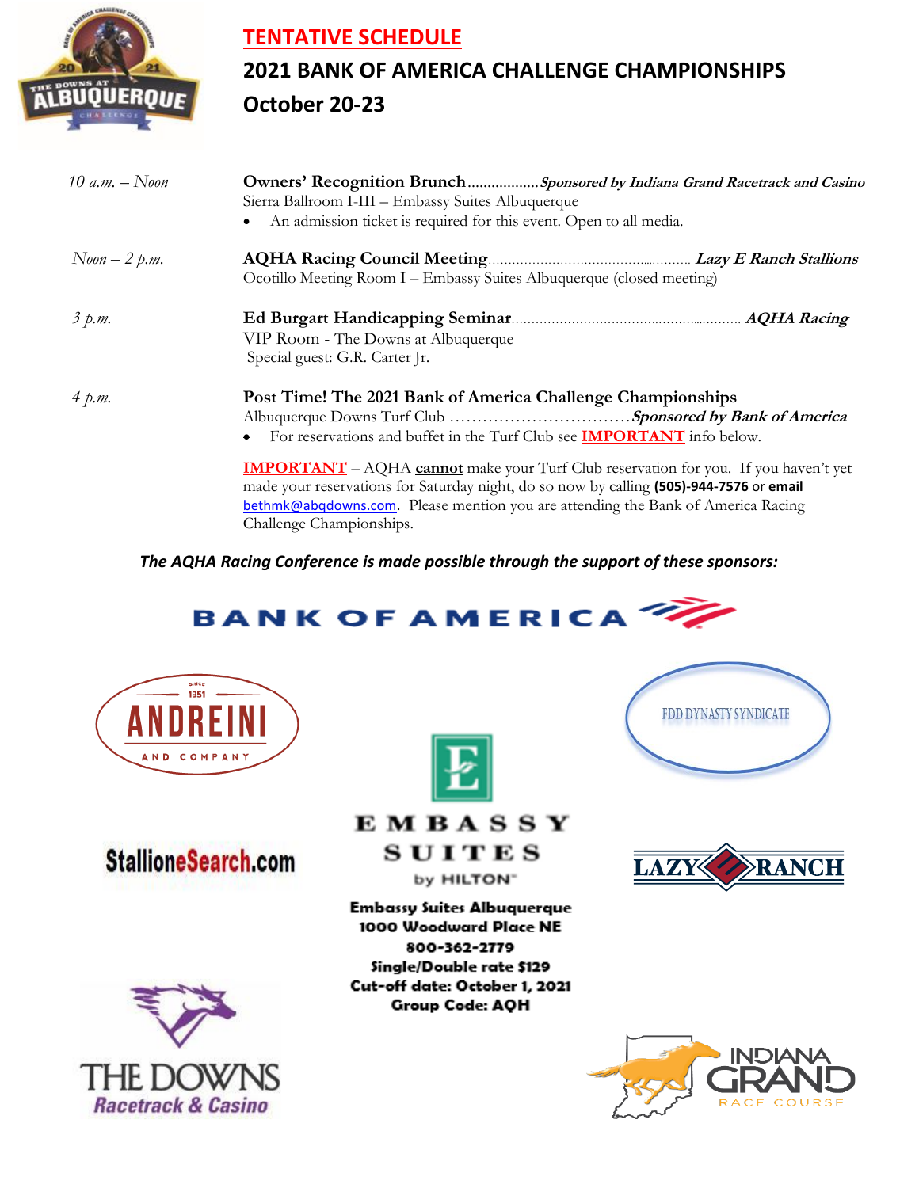# TENTATIVE SCHEDULE

## 2021 BANK OF AMERICA CHALLENGE CHAMPIONSHIPS

## October 20-23

| | |
|---|---|
| *10 a.m. – Noon* | **Owners' Recognition Brunch**.................. ***Sponsored by Indiana Grand Racetrack and Casino***<br>Sierra Ballroom I-III – Embassy Suites Albuquerque<br>• An admission ticket is required for this event. Open to all media. |
| *Noon – 2 p.m.* | **AQHA Racing Council Meeting**.................................................. ***Lazy E Ranch Stallions***<br>Ocotillo Meeting Room I – Embassy Suites Albuquerque (closed meeting) |
| *3 p.m.* | **Ed Burgart Handicapping Seminar**.................................................. ***AQHA Racing***<br>VIP Room - The Downs at Albuquerque<br>Special guest: G.R. Carter Jr. |
| *4 p.m.* | **Post Time! The 2021 Bank of America Challenge Championships**<br>Albuquerque Downs Turf Club ................................***Sponsored by Bank of America***<br>• For reservations and buffet in the Turf Club see **IMPORTANT** info below. |

**IMPORTANT** – AQHA **cannot** make your Turf Club reservation for you. If you haven't yet made your reservations for Saturday night, do so now by calling **(505)-944-7576** or **email** bethmk@abqdowns.com. Please mention you are attending the Bank of America Racing Challenge Championships.

***The AQHA Racing Conference is made possible through the support of these sponsors:***

BANK OF AMERICA

SINCE 1951 ANDREINI AND COMPANY

FDD DYNASTY SYNDICATE

StallioneSearch.com

EMBASSY SUITES by HILTON

**Embassy Suites Albuquerque**
**1000 Woodward Place NE**
**800-362-2779**
**Single/Double rate $129**
**Cut-off date: October 1, 2021**
**Group Code: AQH**

LAZY E RANCH

THE DOWNS Racetrack & Casino

INDIANA GRAND RACE COURSE